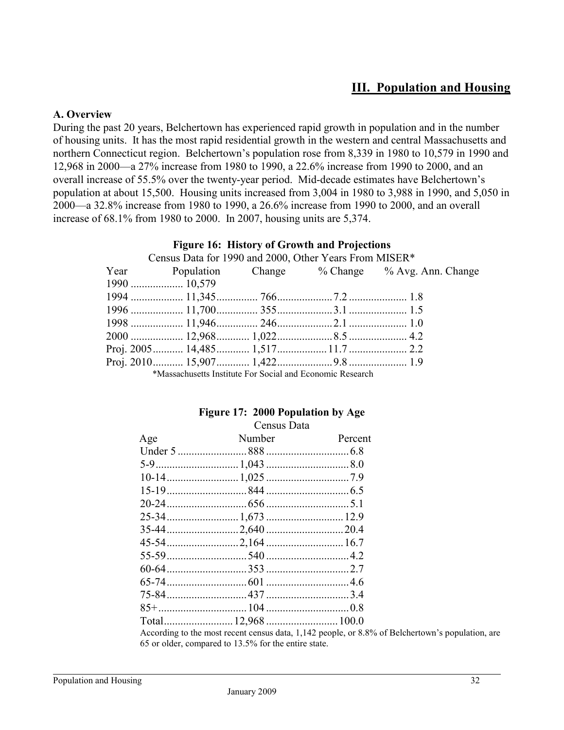## III. Population and Housing

### A. Overview

During the past 20 years, Belchertown has experienced rapid growth in population and in the number of housing units. It has the most rapid residential growth in the western and central Massachusetts and northern Connecticut region. Belchertown's population rose from 8,339 in 1980 to 10,579 in 1990 and 12,968 in 2000—a 27% increase from 1980 to 1990, a 22.6% increase from 1990 to 2000, and an overall increase of 55.5% over the twenty-year period. Mid-decade estimates have Belchertown's population at about 15,500. Housing units increased from 3,004 in 1980 to 3,988 in 1990, and 5,050 in 2000—a 32.8% increase from 1980 to 1990, a 26.6% increase from 1990 to 2000, and an overall increase of 68.1% from 1980 to 2000. In 2007, housing units are 5,374.

**Figure 16: History of Growth and Projections**

Census Data for 1990 and 2000, Other Years From MISER*

| Year | Population | Change | % Change | % Avg. Ann. Change |
|---|---|---|---|---|
| 1990 | 10,579 | | | |
| 1994 | 11,345 | 766 | 7.2 | 1.8 |
| 1996 | 11,700 | 355 | 3.1 | 1.5 |
| 1998 | 11,946 | 246 | 2.1 | 1.0 |
| 2000 | 12,968 | 1,022 | 8.5 | 4.2 |
| Proj. 2005 | 14,485 | 1,517 | 11.7 | 2.2 |
| Proj. 2010 | 15,907 | 1,422 | 9.8 | 1.9 |

*Massachusetts Institute For Social and Economic Research

**Figure 17: 2000 Population by Age**

Census Data

| Age | Number | Percent |
|---|---|---|
| Under 5 | 888 | 6.8 |
| 5-9 | 1,043 | 8.0 |
| 10-14 | 1,025 | 7.9 |
| 15-19 | 844 | 6.5 |
| 20-24 | 656 | 5.1 |
| 25-34 | 1,673 | 12.9 |
| 35-44 | 2,640 | 20.4 |
| 45-54 | 2,164 | 16.7 |
| 55-59 | 540 | 4.2 |
| 60-64 | 353 | 2.7 |
| 65-74 | 601 | 4.6 |
| 75-84 | 437 | 3.4 |
| 85+ | 104 | 0.8 |
| Total | 12,968 | 100.0 |

According to the most recent census data, 1,142 people, or 8.8% of Belchertown's population, are 65 or older, compared to 13.5% for the entire state.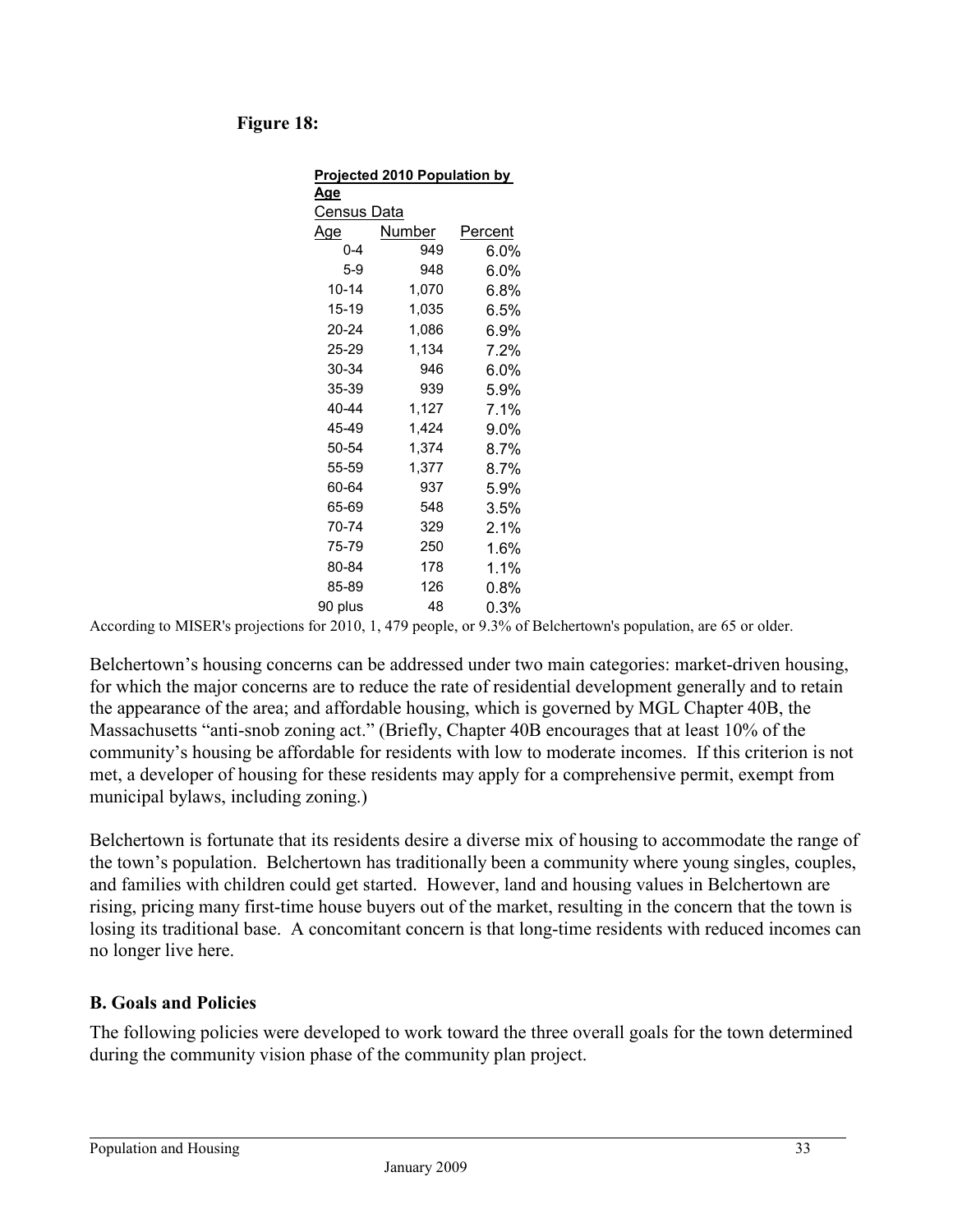**Figure 18:**

**Projected 2010 Population by Age**

Census Data

| Age | Number | Percent |
|---|---|---|
| 0-4 | 949 | 6.0% |
| 5-9 | 948 | 6.0% |
| 10-14 | 1,070 | 6.8% |
| 15-19 | 1,035 | 6.5% |
| 20-24 | 1,086 | 6.9% |
| 25-29 | 1,134 | 7.2% |
| 30-34 | 946 | 6.0% |
| 35-39 | 939 | 5.9% |
| 40-44 | 1,127 | 7.1% |
| 45-49 | 1,424 | 9.0% |
| 50-54 | 1,374 | 8.7% |
| 55-59 | 1,377 | 8.7% |
| 60-64 | 937 | 5.9% |
| 65-69 | 548 | 3.5% |
| 70-74 | 329 | 2.1% |
| 75-79 | 250 | 1.6% |
| 80-84 | 178 | 1.1% |
| 85-89 | 126 | 0.8% |
| 90 plus | 48 | 0.3% |

According to MISER's projections for 2010, 1, 479 people, or 9.3% of Belchertown's population, are 65 or older.

Belchertown's housing concerns can be addressed under two main categories: market-driven housing, for which the major concerns are to reduce the rate of residential development generally and to retain the appearance of the area; and affordable housing, which is governed by MGL Chapter 40B, the Massachusetts "anti-snob zoning act." (Briefly, Chapter 40B encourages that at least 10% of the community's housing be affordable for residents with low to moderate incomes. If this criterion is not met, a developer of housing for these residents may apply for a comprehensive permit, exempt from municipal bylaws, including zoning.)

Belchertown is fortunate that its residents desire a diverse mix of housing to accommodate the range of the town's population. Belchertown has traditionally been a community where young singles, couples, and families with children could get started. However, land and housing values in Belchertown are rising, pricing many first-time house buyers out of the market, resulting in the concern that the town is losing its traditional base. A concomitant concern is that long-time residents with reduced incomes can no longer live here.

## B. Goals and Policies

The following policies were developed to work toward the three overall goals for the town determined during the community vision phase of the community plan project.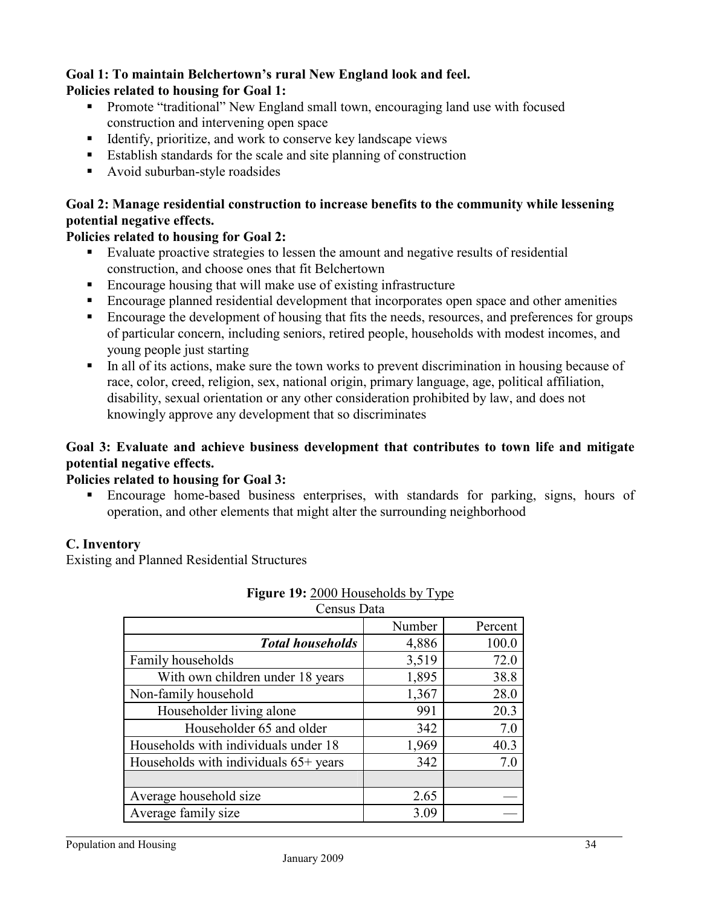**Goal 1: To maintain Belchertown's rural New England look and feel.**
**Policies related to housing for Goal 1:**

- Promote "traditional" New England small town, encouraging land use with focused construction and intervening open space
- Identify, prioritize, and work to conserve key landscape views
- Establish standards for the scale and site planning of construction
- Avoid suburban-style roadsides

**Goal 2: Manage residential construction to increase benefits to the community while lessening potential negative effects.**
**Policies related to housing for Goal 2:**

- Evaluate proactive strategies to lessen the amount and negative results of residential construction, and choose ones that fit Belchertown
- Encourage housing that will make use of existing infrastructure
- Encourage planned residential development that incorporates open space and other amenities
- Encourage the development of housing that fits the needs, resources, and preferences for groups of particular concern, including seniors, retired people, households with modest incomes, and young people just starting
- In all of its actions, make sure the town works to prevent discrimination in housing because of race, color, creed, religion, sex, national origin, primary language, age, political affiliation, disability, sexual orientation or any other consideration prohibited by law, and does not knowingly approve any development that so discriminates

**Goal 3: Evaluate and achieve business development that contributes to town life and mitigate potential negative effects.**
**Policies related to housing for Goal 3:**

- Encourage home-based business enterprises, with standards for parking, signs, hours of operation, and other elements that might alter the surrounding neighborhood

**C. Inventory**

Existing and Planned Residential Structures

**Figure 19:** 2000 Households by Type
Census Data

| | Number | Percent |
|---|---|---|
| ***Total households*** | 4,886 | 100.0 |
| Family households | 3,519 | 72.0 |
| With own children under 18 years | 1,895 | 38.8 |
| Non-family household | 1,367 | 28.0 |
| Householder living alone | 991 | 20.3 |
| Householder 65 and older | 342 | 7.0 |
| Households with individuals under 18 | 1,969 | 40.3 |
| Households with individuals 65+ years | 342 | 7.0 |
| | | |
| Average household size | 2.65 | — |
| Average family size | 3.09 | — |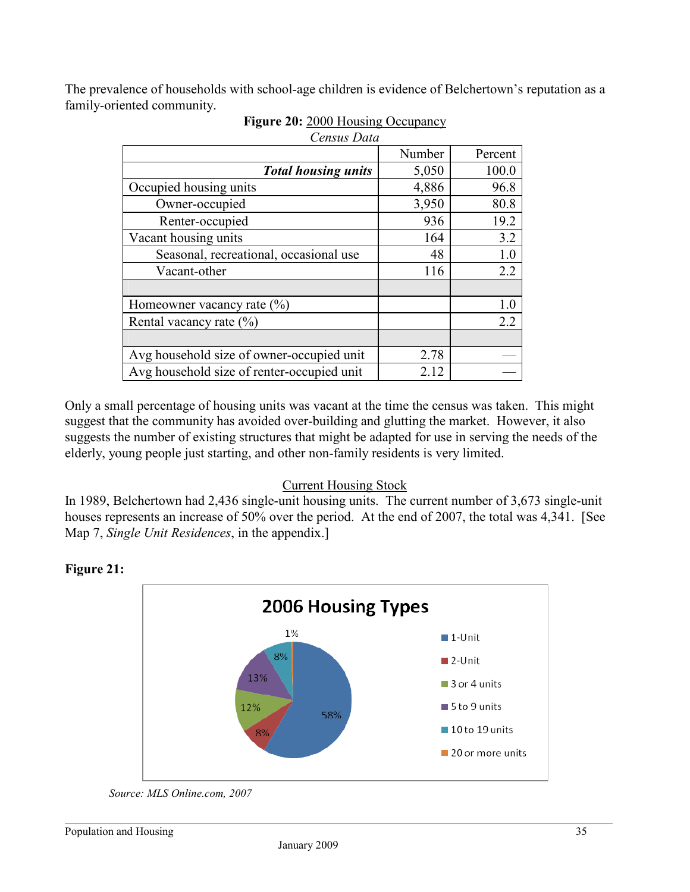The prevalence of households with school-age children is evidence of Belchertown's reputation as a family-oriented community.

**Figure 20:** 2000 Housing Occupancy
*Census Data*

| | Number | Percent |
|---|---|---|
| ***Total housing units*** | 5,050 | 100.0 |
| Occupied housing units | 4,886 | 96.8 |
| Owner-occupied | 3,950 | 80.8 |
| Renter-occupied | 936 | 19.2 |
| Vacant housing units | 164 | 3.2 |
| Seasonal, recreational, occasional use | 48 | 1.0 |
| Vacant-other | 116 | 2.2 |
| | | |
| Homeowner vacancy rate (%) | | 1.0 |
| Rental vacancy rate (%) | | 2.2 |
| | | |
| Avg household size of owner-occupied unit | 2.78 | — |
| Avg household size of renter-occupied unit | 2.12 | — |

Only a small percentage of housing units was vacant at the time the census was taken. This might suggest that the community has avoided over-building and glutting the market. However, it also suggests the number of existing structures that might be adapted for use in serving the needs of the elderly, young people just starting, and other non-family residents is very limited.

Current Housing Stock

In 1989, Belchertown had 2,436 single-unit housing units. The current number of 3,673 single-unit houses represents an increase of 50% over the period. At the end of 2007, the total was 4,341. [See Map 7, *Single Unit Residences*, in the appendix.]

**Figure 21:**

2006 Housing Types

| Housing Type | Percent |
|---|---|
| 1-Unit | 58% |
| 2-Unit | 8% |
| 3 or 4 units | 12% |
| 5 to 9 units | 13% |
| 10 to 19 units | 8% |
| 20 or more units | 1% |

*Source: MLS Online.com, 2007*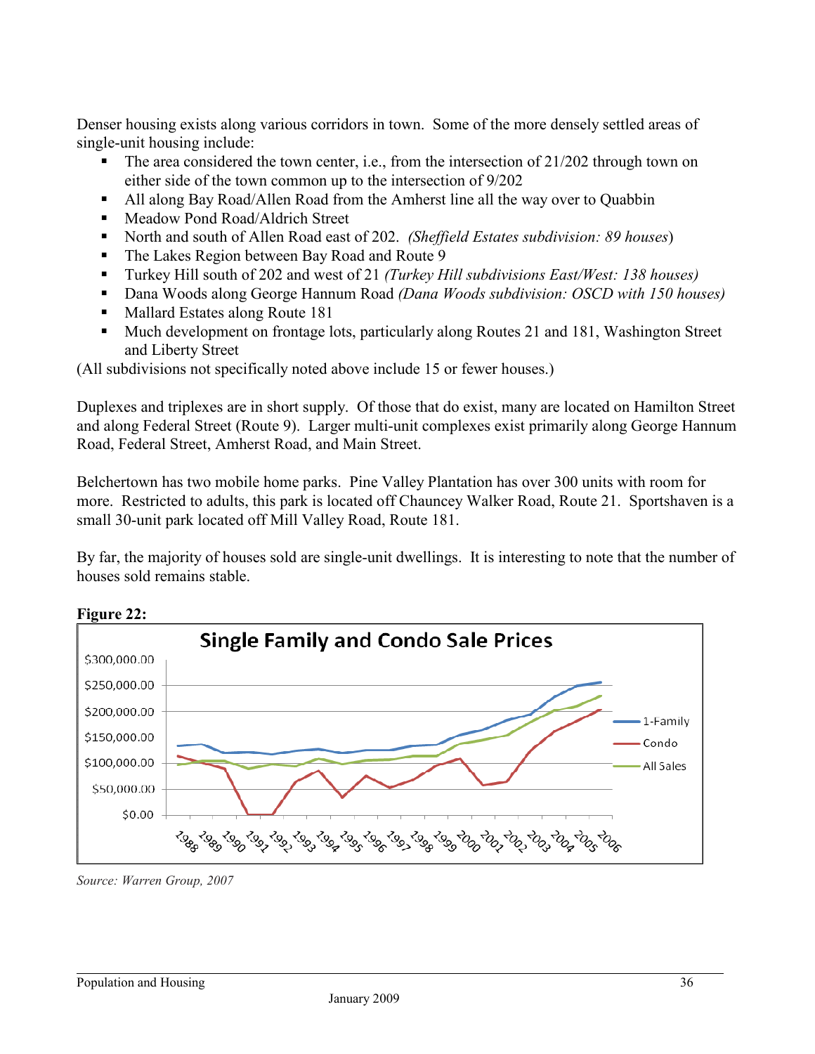Denser housing exists along various corridors in town. Some of the more densely settled areas of single-unit housing include:

- The area considered the town center, i.e., from the intersection of 21/202 through town on either side of the town common up to the intersection of 9/202
- All along Bay Road/Allen Road from the Amherst line all the way over to Quabbin
- Meadow Pond Road/Aldrich Street
- North and south of Allen Road east of 202. *(Sheffield Estates subdivision: 89 houses*)
- The Lakes Region between Bay Road and Route 9
- Turkey Hill south of 202 and west of 21 *(Turkey Hill subdivisions East/West: 138 houses)*
- Dana Woods along George Hannum Road *(Dana Woods subdivision: OSCD with 150 houses)*
- Mallard Estates along Route 181
- Much development on frontage lots, particularly along Routes 21 and 181, Washington Street and Liberty Street

(All subdivisions not specifically noted above include 15 or fewer houses.)

Duplexes and triplexes are in short supply. Of those that do exist, many are located on Hamilton Street and along Federal Street (Route 9). Larger multi-unit complexes exist primarily along George Hannum Road, Federal Street, Amherst Road, and Main Street.

Belchertown has two mobile home parks. Pine Valley Plantation has over 300 units with room for more. Restricted to adults, this park is located off Chauncey Walker Road, Route 21. Sportshaven is a small 30-unit park located off Mill Valley Road, Route 181.

By far, the majority of houses sold are single-unit dwellings. It is interesting to note that the number of houses sold remains stable.

**Figure 22:**

*Source: Warren Group, 2007*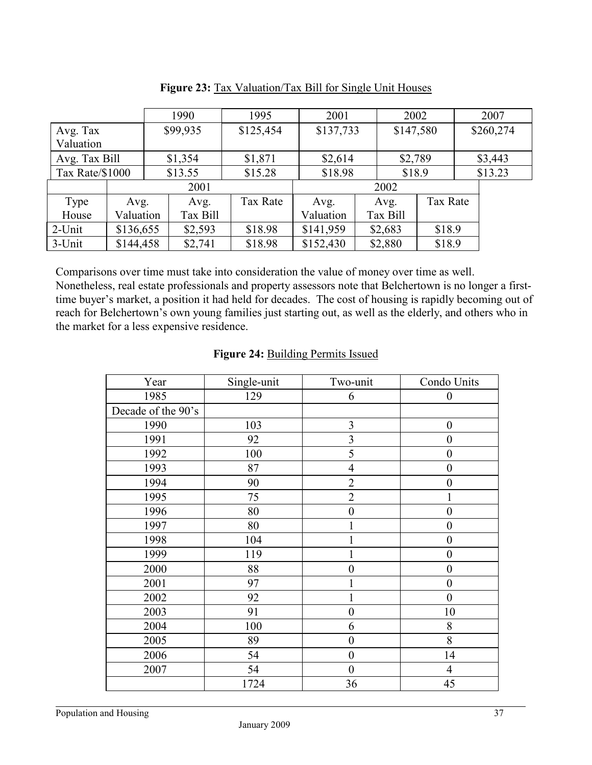**Figure 23:** Tax Valuation/Tax Bill for Single Unit Houses

| | 1990 | 1995 | 2001 | 2002 | 2007 |
|---|---|---|---|---|---|
| Avg. Tax Valuation | $99,935 | $125,454 | $137,733 | $147,580 | $260,274 |
| Avg. Tax Bill | $1,354 | $1,871 | $2,614 | $2,789 | $3,443 |
| Tax Rate/$1000 | $13.55 | $15.28 | $18.98 | $18.9 | $13.23 |

| | 2001 | | | 2002 | | |
|---|---|---|---|---|---|---|
| Type House | Avg. Valuation | Avg. Tax Bill | Tax Rate | Avg. Valuation | Avg. Tax Bill | Tax Rate |
| 2-Unit | $136,655 | $2,593 | $18.98 | $141,959 | $2,683 | $18.9 |
| 3-Unit | $144,458 | $2,741 | $18.98 | $152,430 | $2,880 | $18.9 |

Comparisons over time must take into consideration the value of money over time as well. Nonetheless, real estate professionals and property assessors note that Belchertown is no longer a first-time buyer's market, a position it had held for decades. The cost of housing is rapidly becoming out of reach for Belchertown's own young families just starting out, as well as the elderly, and others who in the market for a less expensive residence.

**Figure 24:** Building Permits Issued

| Year | Single-unit | Two-unit | Condo Units |
|---|---|---|---|
| 1985 | 129 | 6 | 0 |
| Decade of the 90's | | | |
| 1990 | 103 | 3 | 0 |
| 1991 | 92 | 3 | 0 |
| 1992 | 100 | 5 | 0 |
| 1993 | 87 | 4 | 0 |
| 1994 | 90 | 2 | 0 |
| 1995 | 75 | 2 | 1 |
| 1996 | 80 | 0 | 0 |
| 1997 | 80 | 1 | 0 |
| 1998 | 104 | 1 | 0 |
| 1999 | 119 | 1 | 0 |
| 2000 | 88 | 0 | 0 |
| 2001 | 97 | 1 | 0 |
| 2002 | 92 | 1 | 0 |
| 2003 | 91 | 0 | 10 |
| 2004 | 100 | 6 | 8 |
| 2005 | 89 | 0 | 8 |
| 2006 | 54 | 0 | 14 |
| 2007 | 54 | 0 | 4 |
| | 1724 | 36 | 45 |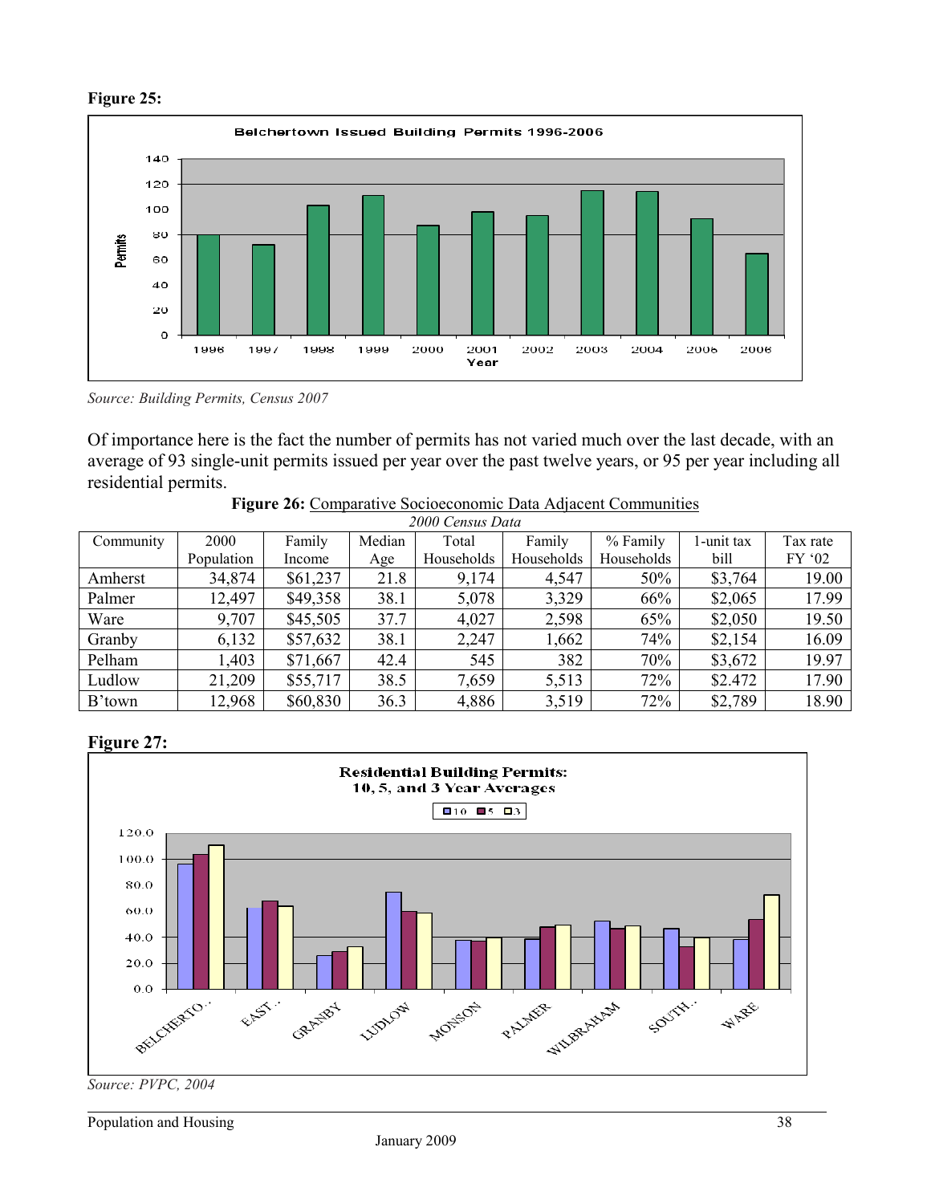**Figure 25:**

Source: Building Permits, Census 2007

Of importance here is the fact the number of permits has not varied much over the last decade, with an average of 93 single-unit permits issued per year over the past twelve years, or 95 per year including all residential permits.

**Figure 26:** Comparative Socioeconomic Data Adjacent Communities

*2000 Census Data*

| Community | 2000 Population | Family Income | Median Age | Total Households | Family Households | % Family Households | 1-unit tax bill | Tax rate FY '02 |
|---|---|---|---|---|---|---|---|---|
| Amherst | 34,874 | $61,237 | 21.8 | 9,174 | 4,547 | 50% | $3,764 | 19.00 |
| Palmer | 12,497 | $49,358 | 38.1 | 5,078 | 3,329 | 66% | $2,065 | 17.99 |
| Ware | 9,707 | $45,505 | 37.7 | 4,027 | 2,598 | 65% | $2,050 | 19.50 |
| Granby | 6,132 | $57,632 | 38.1 | 2,247 | 1,662 | 74% | $2,154 | 16.09 |
| Pelham | 1,403 | $71,667 | 42.4 | 545 | 382 | 70% | $3,672 | 19.97 |
| Ludlow | 21,209 | $55,717 | 38.5 | 7,659 | 5,513 | 72% | $2.472 | 17.90 |
| B'town | 12,968 | $60,830 | 36.3 | 4,886 | 3,519 | 72% | $2,789 | 18.90 |

**Figure 27:**

Source: PVPC, 2004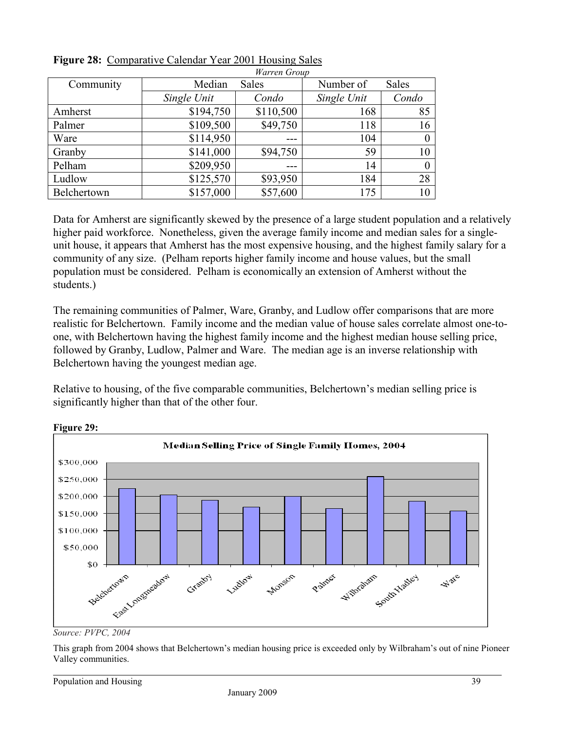**Figure 28:** Comparative Calendar Year 2001 Housing Sales

*Warren Group*

| Community | Median Sales | | Number of Sales | |
|---|---|---|---|---|
| | *Single Unit* | *Condo* | *Single Unit* | *Condo* |
| Amherst | $194,750 | $110,500 | 168 | 85 |
| Palmer | $109,500 | $49,750 | 118 | 16 |
| Ware | $114,950 | --- | 104 | 0 |
| Granby | $141,000 | $94,750 | 59 | 10 |
| Pelham | $209,950 | --- | 14 | 0 |
| Ludlow | $125,570 | $93,950 | 184 | 28 |
| Belchertown | $157,000 | $57,600 | 175 | 10 |

Data for Amherst are significantly skewed by the presence of a large student population and a relatively higher paid workforce. Nonetheless, given the average family income and median sales for a single-unit house, it appears that Amherst has the most expensive housing, and the highest family salary for a community of any size. (Pelham reports higher family income and house values, but the small population must be considered. Pelham is economically an extension of Amherst without the students.)

The remaining communities of Palmer, Ware, Granby, and Ludlow offer comparisons that are more realistic for Belchertown. Family income and the median value of house sales correlate almost one-to-one, with Belchertown having the highest family income and the highest median house selling price, followed by Granby, Ludlow, Palmer and Ware. The median age is an inverse relationship with Belchertown having the youngest median age.

Relative to housing, of the five comparable communities, Belchertown's median selling price is significantly higher than that of the other four.

**Figure 29:**

Median Selling Price of Single Family Homes, 2004

| Community | Median Selling Price (approx.) |
|---|---|
| Belchertown | $222,000 |
| East Longmeadow | $204,000 |
| Granby | $188,000 |
| Ludlow | $168,000 |
| Monson | $200,000 |
| Palmer | $164,000 |
| Wilbraham | $257,000 |
| South Hadley | $185,000 |
| Ware | $157,000 |

*Source: PVPC, 2004*

This graph from 2004 shows that Belchertown's median housing price is exceeded only by Wilbraham's out of nine Pioneer Valley communities.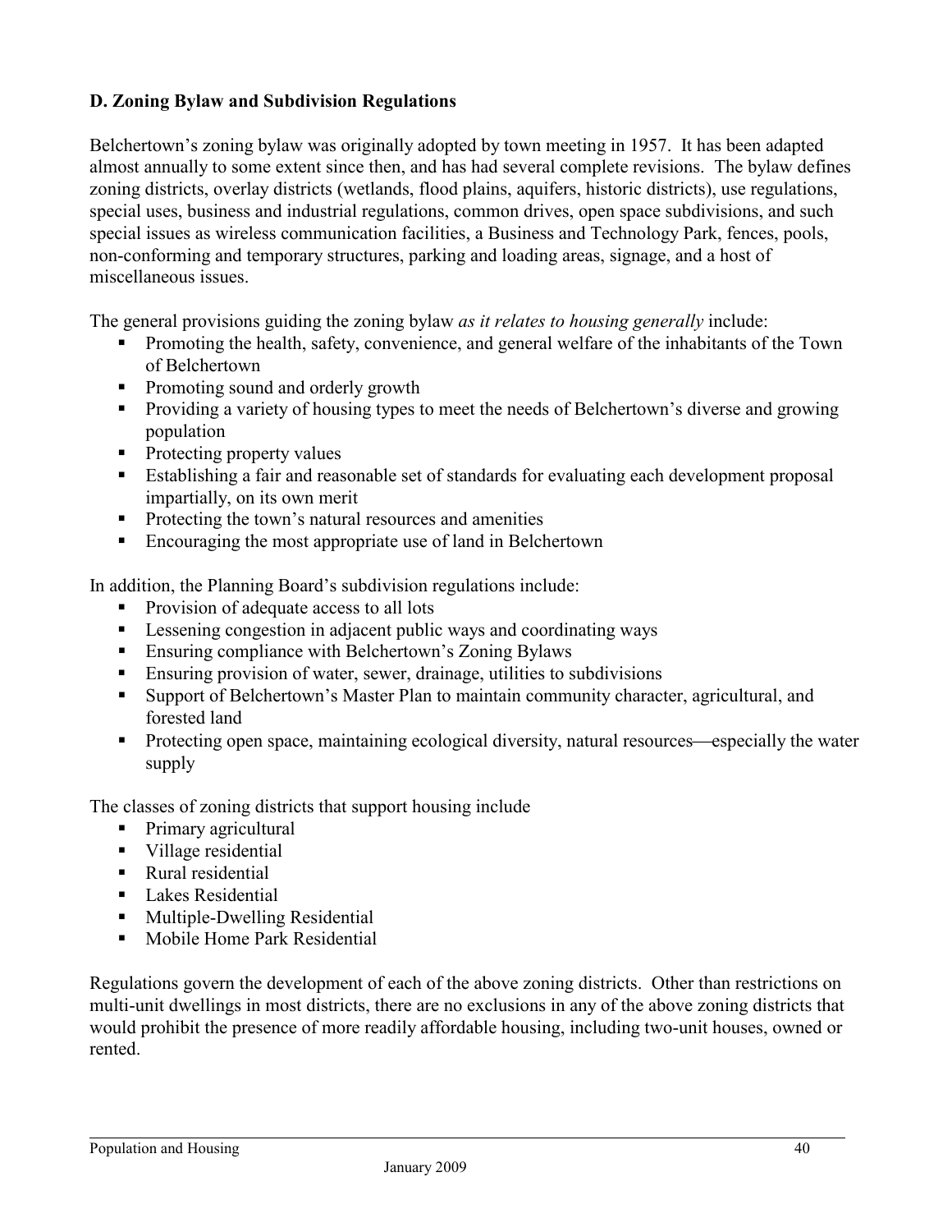### D. Zoning Bylaw and Subdivision Regulations

Belchertown's zoning bylaw was originally adopted by town meeting in 1957. It has been adapted almost annually to some extent since then, and has had several complete revisions. The bylaw defines zoning districts, overlay districts (wetlands, flood plains, aquifers, historic districts), use regulations, special uses, business and industrial regulations, common drives, open space subdivisions, and such special issues as wireless communication facilities, a Business and Technology Park, fences, pools, non-conforming and temporary structures, parking and loading areas, signage, and a host of miscellaneous issues.

The general provisions guiding the zoning bylaw *as it relates to housing generally* include:

- Promoting the health, safety, convenience, and general welfare of the inhabitants of the Town of Belchertown
- Promoting sound and orderly growth
- Providing a variety of housing types to meet the needs of Belchertown's diverse and growing population
- Protecting property values
- Establishing a fair and reasonable set of standards for evaluating each development proposal impartially, on its own merit
- Protecting the town's natural resources and amenities
- Encouraging the most appropriate use of land in Belchertown

In addition, the Planning Board's subdivision regulations include:

- Provision of adequate access to all lots
- Lessening congestion in adjacent public ways and coordinating ways
- Ensuring compliance with Belchertown's Zoning Bylaws
- Ensuring provision of water, sewer, drainage, utilities to subdivisions
- Support of Belchertown's Master Plan to maintain community character, agricultural, and forested land
- Protecting open space, maintaining ecological diversity, natural resources—especially the water supply

The classes of zoning districts that support housing include

- Primary agricultural
- Village residential
- Rural residential
- Lakes Residential
- Multiple-Dwelling Residential
- Mobile Home Park Residential

Regulations govern the development of each of the above zoning districts. Other than restrictions on multi-unit dwellings in most districts, there are no exclusions in any of the above zoning districts that would prohibit the presence of more readily affordable housing, including two-unit houses, owned or rented.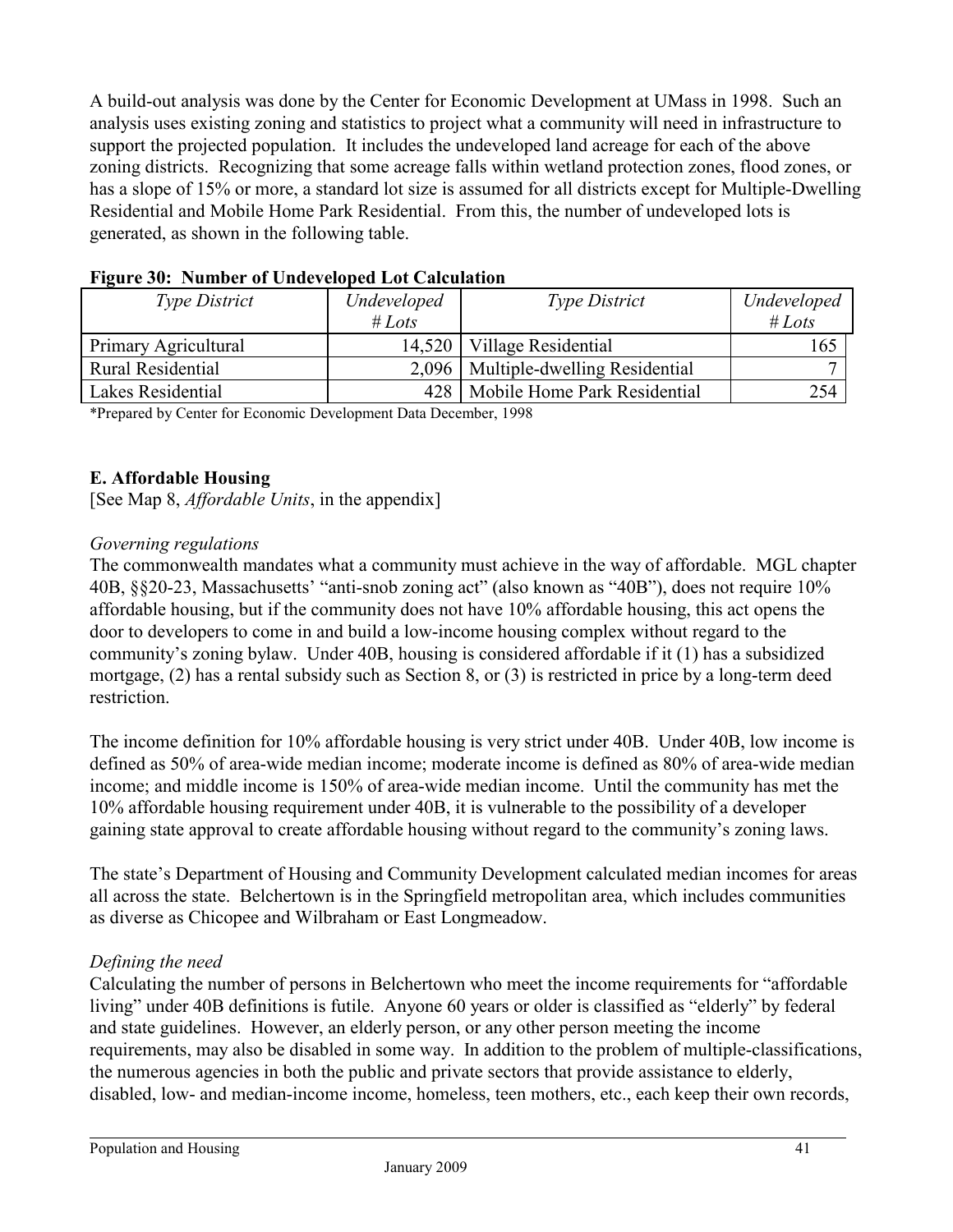A build-out analysis was done by the Center for Economic Development at UMass in 1998. Such an analysis uses existing zoning and statistics to project what a community will need in infrastructure to support the projected population. It includes the undeveloped land acreage for each of the above zoning districts. Recognizing that some acreage falls within wetland protection zones, flood zones, or has a slope of 15% or more, a standard lot size is assumed for all districts except for Multiple-Dwelling Residential and Mobile Home Park Residential. From this, the number of undeveloped lots is generated, as shown in the following table.

**Figure 30: Number of Undeveloped Lot Calculation**

| *Type District* | *Undeveloped # Lots* | *Type District* | *Undeveloped # Lots* |
|---|---|---|---|
| Primary Agricultural | 14,520 | Village Residential | 165 |
| Rural Residential | 2,096 | Multiple-dwelling Residential | 7 |
| Lakes Residential | 428 | Mobile Home Park Residential | 254 |

*Prepared by Center for Economic Development Data December, 1998

### E. Affordable Housing

[See Map 8, *Affordable Units*, in the appendix]

*Governing regulations*

The commonwealth mandates what a community must achieve in the way of affordable. MGL chapter 40B, §§20-23, Massachusetts' "anti-snob zoning act" (also known as "40B"), does not require 10% affordable housing, but if the community does not have 10% affordable housing, this act opens the door to developers to come in and build a low-income housing complex without regard to the community's zoning bylaw. Under 40B, housing is considered affordable if it (1) has a subsidized mortgage, (2) has a rental subsidy such as Section 8, or (3) is restricted in price by a long-term deed restriction.

The income definition for 10% affordable housing is very strict under 40B. Under 40B, low income is defined as 50% of area-wide median income; moderate income is defined as 80% of area-wide median income; and middle income is 150% of area-wide median income. Until the community has met the 10% affordable housing requirement under 40B, it is vulnerable to the possibility of a developer gaining state approval to create affordable housing without regard to the community's zoning laws.

The state's Department of Housing and Community Development calculated median incomes for areas all across the state. Belchertown is in the Springfield metropolitan area, which includes communities as diverse as Chicopee and Wilbraham or East Longmeadow.

*Defining the need*

Calculating the number of persons in Belchertown who meet the income requirements for "affordable living" under 40B definitions is futile. Anyone 60 years or older is classified as "elderly" by federal and state guidelines. However, an elderly person, or any other person meeting the income requirements, may also be disabled in some way. In addition to the problem of multiple-classifications, the numerous agencies in both the public and private sectors that provide assistance to elderly, disabled, low- and median-income income, homeless, teen mothers, etc., each keep their own records,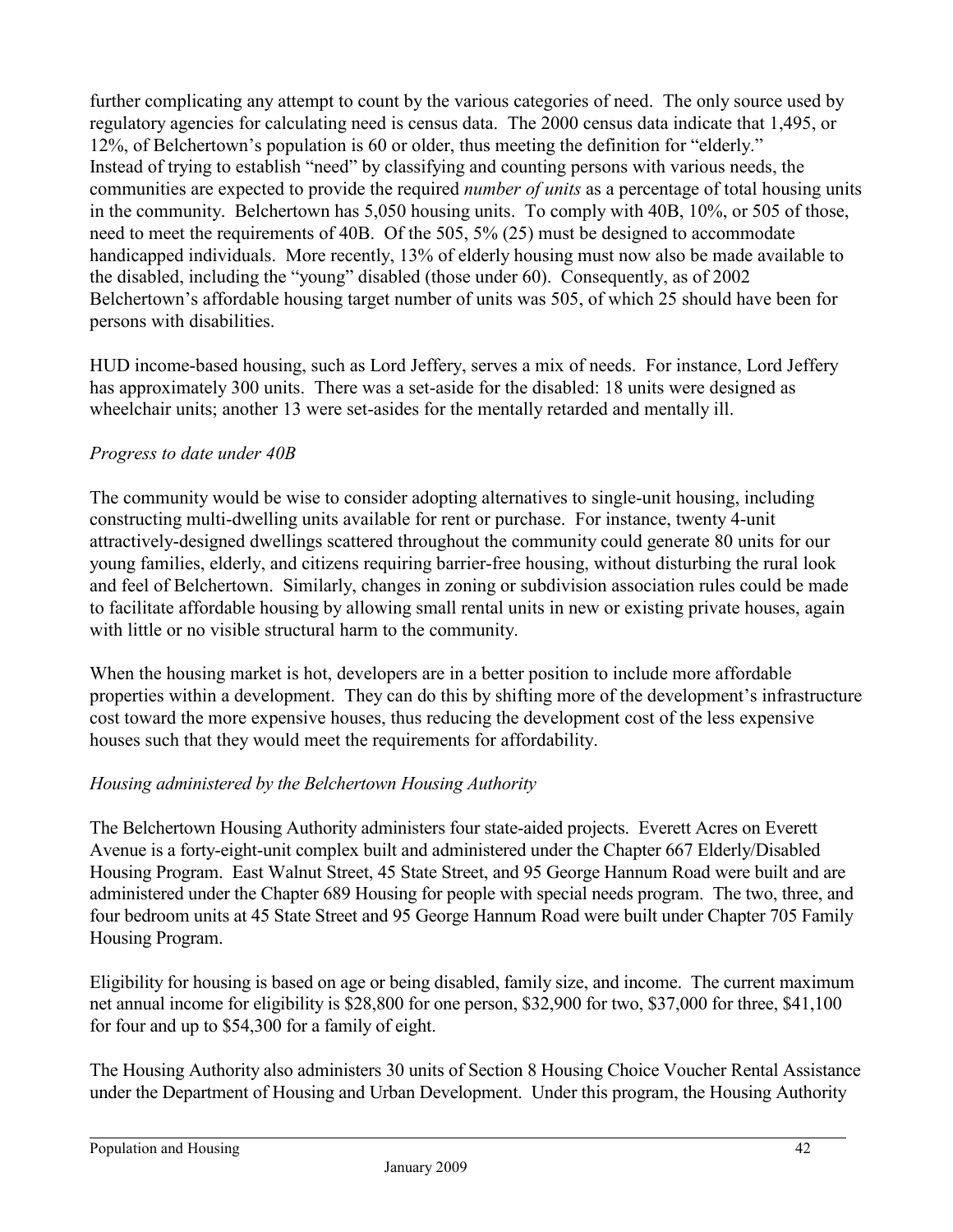further complicating any attempt to count by the various categories of need. The only source used by regulatory agencies for calculating need is census data. The 2000 census data indicate that 1,495, or 12%, of Belchertown's population is 60 or older, thus meeting the definition for "elderly." Instead of trying to establish "need" by classifying and counting persons with various needs, the communities are expected to provide the required *number of units* as a percentage of total housing units in the community. Belchertown has 5,050 housing units. To comply with 40B, 10%, or 505 of those, need to meet the requirements of 40B. Of the 505, 5% (25) must be designed to accommodate handicapped individuals. More recently, 13% of elderly housing must now also be made available to the disabled, including the "young" disabled (those under 60). Consequently, as of 2002 Belchertown's affordable housing target number of units was 505, of which 25 should have been for persons with disabilities.

HUD income-based housing, such as Lord Jeffery, serves a mix of needs. For instance, Lord Jeffery has approximately 300 units. There was a set-aside for the disabled: 18 units were designed as wheelchair units; another 13 were set-asides for the mentally retarded and mentally ill.

*Progress to date under 40B*

The community would be wise to consider adopting alternatives to single-unit housing, including constructing multi-dwelling units available for rent or purchase. For instance, twenty 4-unit attractively-designed dwellings scattered throughout the community could generate 80 units for our young families, elderly, and citizens requiring barrier-free housing, without disturbing the rural look and feel of Belchertown. Similarly, changes in zoning or subdivision association rules could be made to facilitate affordable housing by allowing small rental units in new or existing private houses, again with little or no visible structural harm to the community.

When the housing market is hot, developers are in a better position to include more affordable properties within a development. They can do this by shifting more of the development's infrastructure cost toward the more expensive houses, thus reducing the development cost of the less expensive houses such that they would meet the requirements for affordability.

*Housing administered by the Belchertown Housing Authority*

The Belchertown Housing Authority administers four state-aided projects. Everett Acres on Everett Avenue is a forty-eight-unit complex built and administered under the Chapter 667 Elderly/Disabled Housing Program. East Walnut Street, 45 State Street, and 95 George Hannum Road were built and are administered under the Chapter 689 Housing for people with special needs program. The two, three, and four bedroom units at 45 State Street and 95 George Hannum Road were built under Chapter 705 Family Housing Program.

Eligibility for housing is based on age or being disabled, family size, and income. The current maximum net annual income for eligibility is $28,800 for one person, $32,900 for two, $37,000 for three, $41,100 for four and up to $54,300 for a family of eight.

The Housing Authority also administers 30 units of Section 8 Housing Choice Voucher Rental Assistance under the Department of Housing and Urban Development. Under this program, the Housing Authority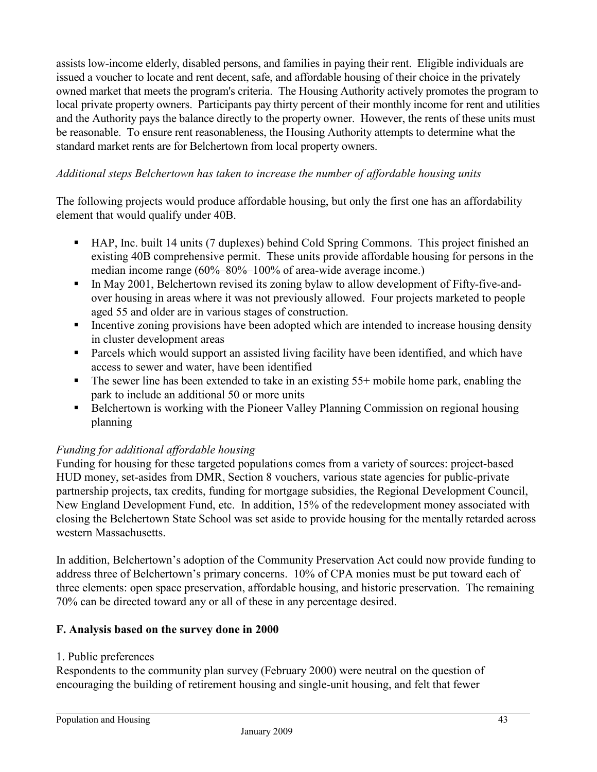assists low-income elderly, disabled persons, and families in paying their rent. Eligible individuals are issued a voucher to locate and rent decent, safe, and affordable housing of their choice in the privately owned market that meets the program's criteria. The Housing Authority actively promotes the program to local private property owners. Participants pay thirty percent of their monthly income for rent and utilities and the Authority pays the balance directly to the property owner. However, the rents of these units must be reasonable. To ensure rent reasonableness, the Housing Authority attempts to determine what the standard market rents are for Belchertown from local property owners.

*Additional steps Belchertown has taken to increase the number of affordable housing units*

The following projects would produce affordable housing, but only the first one has an affordability element that would qualify under 40B.

- HAP, Inc. built 14 units (7 duplexes) behind Cold Spring Commons. This project finished an existing 40B comprehensive permit. These units provide affordable housing for persons in the median income range (60%–80%–100% of area-wide average income.)
- In May 2001, Belchertown revised its zoning bylaw to allow development of Fifty-five-and-over housing in areas where it was not previously allowed. Four projects marketed to people aged 55 and older are in various stages of construction.
- Incentive zoning provisions have been adopted which are intended to increase housing density in cluster development areas
- Parcels which would support an assisted living facility have been identified, and which have access to sewer and water, have been identified
- The sewer line has been extended to take in an existing 55+ mobile home park, enabling the park to include an additional 50 or more units
- Belchertown is working with the Pioneer Valley Planning Commission on regional housing planning

*Funding for additional affordable housing*

Funding for housing for these targeted populations comes from a variety of sources: project-based HUD money, set-asides from DMR, Section 8 vouchers, various state agencies for public-private partnership projects, tax credits, funding for mortgage subsidies, the Regional Development Council, New England Development Fund, etc. In addition, 15% of the redevelopment money associated with closing the Belchertown State School was set aside to provide housing for the mentally retarded across western Massachusetts.

In addition, Belchertown's adoption of the Community Preservation Act could now provide funding to address three of Belchertown's primary concerns. 10% of CPA monies must be put toward each of three elements: open space preservation, affordable housing, and historic preservation. The remaining 70% can be directed toward any or all of these in any percentage desired.

## F. Analysis based on the survey done in 2000

1. Public preferences

Respondents to the community plan survey (February 2000) were neutral on the question of encouraging the building of retirement housing and single-unit housing, and felt that fewer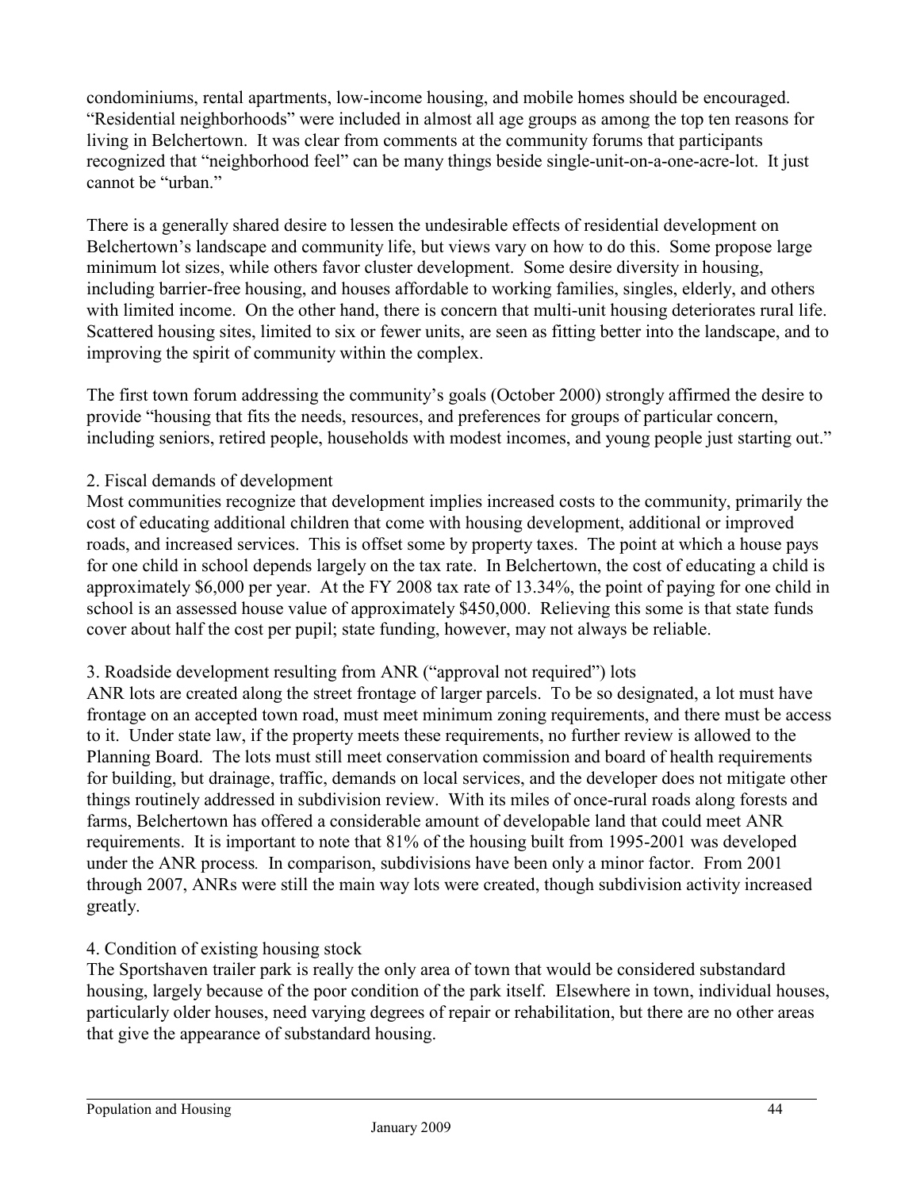condominiums, rental apartments, low-income housing, and mobile homes should be encouraged. "Residential neighborhoods" were included in almost all age groups as among the top ten reasons for living in Belchertown. It was clear from comments at the community forums that participants recognized that "neighborhood feel" can be many things beside single-unit-on-a-one-acre-lot. It just cannot be "urban."

There is a generally shared desire to lessen the undesirable effects of residential development on Belchertown's landscape and community life, but views vary on how to do this. Some propose large minimum lot sizes, while others favor cluster development. Some desire diversity in housing, including barrier-free housing, and houses affordable to working families, singles, elderly, and others with limited income. On the other hand, there is concern that multi-unit housing deteriorates rural life. Scattered housing sites, limited to six or fewer units, are seen as fitting better into the landscape, and to improving the spirit of community within the complex.

The first town forum addressing the community's goals (October 2000) strongly affirmed the desire to provide "housing that fits the needs, resources, and preferences for groups of particular concern, including seniors, retired people, households with modest incomes, and young people just starting out."

2. Fiscal demands of development

Most communities recognize that development implies increased costs to the community, primarily the cost of educating additional children that come with housing development, additional or improved roads, and increased services. This is offset some by property taxes. The point at which a house pays for one child in school depends largely on the tax rate. In Belchertown, the cost of educating a child is approximately $6,000 per year. At the FY 2008 tax rate of 13.34%, the point of paying for one child in school is an assessed house value of approximately $450,000. Relieving this some is that state funds cover about half the cost per pupil; state funding, however, may not always be reliable.

3. Roadside development resulting from ANR ("approval not required") lots

ANR lots are created along the street frontage of larger parcels. To be so designated, a lot must have frontage on an accepted town road, must meet minimum zoning requirements, and there must be access to it. Under state law, if the property meets these requirements, no further review is allowed to the Planning Board. The lots must still meet conservation commission and board of health requirements for building, but drainage, traffic, demands on local services, and the developer does not mitigate other things routinely addressed in subdivision review. With its miles of once-rural roads along forests and farms, Belchertown has offered a considerable amount of developable land that could meet ANR requirements. It is important to note that 81% of the housing built from 1995-2001 was developed under the ANR process*.* In comparison, subdivisions have been only a minor factor. From 2001 through 2007, ANRs were still the main way lots were created, though subdivision activity increased greatly.

4. Condition of existing housing stock

The Sportshaven trailer park is really the only area of town that would be considered substandard housing, largely because of the poor condition of the park itself. Elsewhere in town, individual houses, particularly older houses, need varying degrees of repair or rehabilitation, but there are no other areas that give the appearance of substandard housing.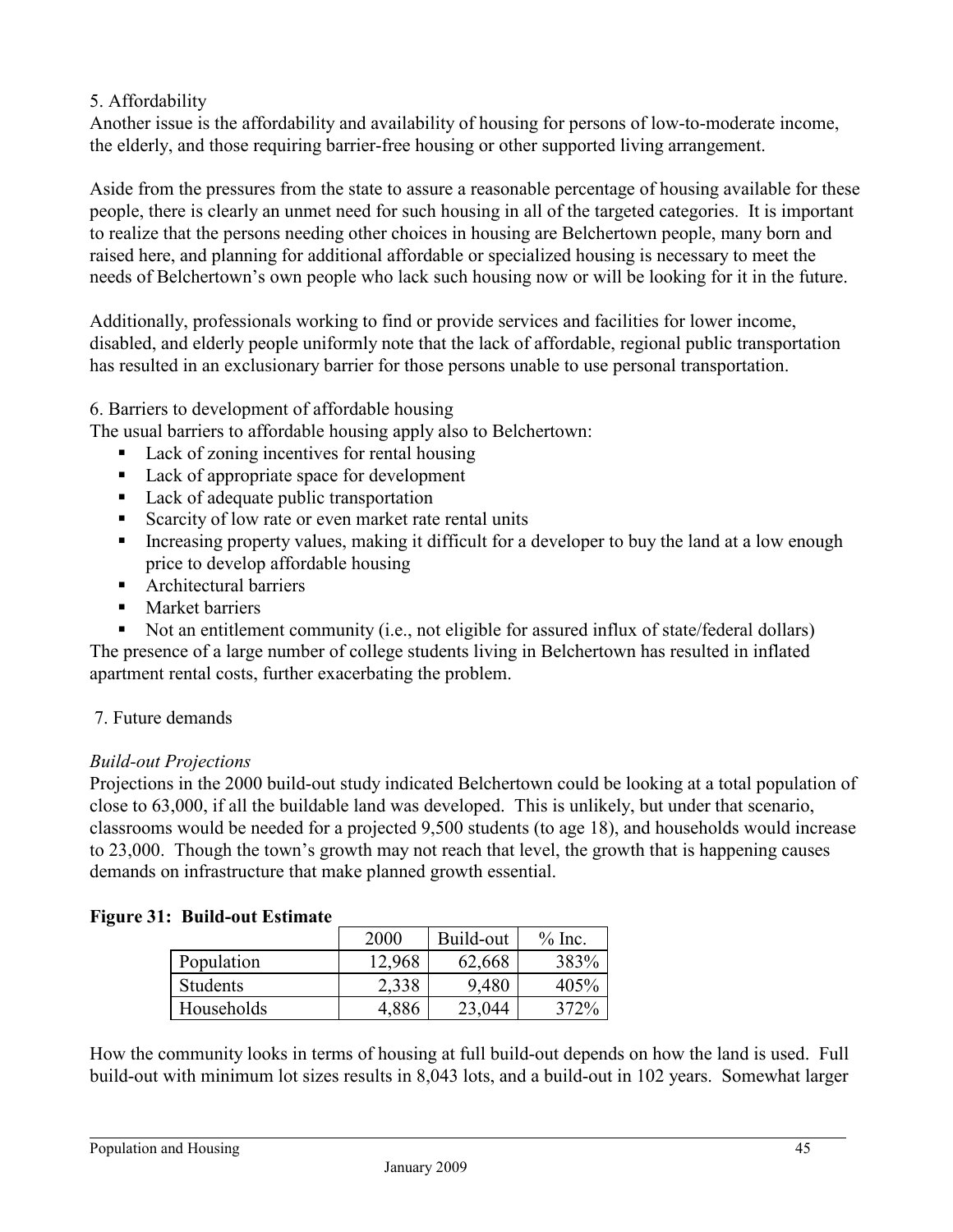5. Affordability

Another issue is the affordability and availability of housing for persons of low-to-moderate income, the elderly, and those requiring barrier-free housing or other supported living arrangement.

Aside from the pressures from the state to assure a reasonable percentage of housing available for these people, there is clearly an unmet need for such housing in all of the targeted categories. It is important to realize that the persons needing other choices in housing are Belchertown people, many born and raised here, and planning for additional affordable or specialized housing is necessary to meet the needs of Belchertown's own people who lack such housing now or will be looking for it in the future.

Additionally, professionals working to find or provide services and facilities for lower income, disabled, and elderly people uniformly note that the lack of affordable, regional public transportation has resulted in an exclusionary barrier for those persons unable to use personal transportation.

6. Barriers to development of affordable housing

The usual barriers to affordable housing apply also to Belchertown:

- Lack of zoning incentives for rental housing
- Lack of appropriate space for development
- Lack of adequate public transportation
- Scarcity of low rate or even market rate rental units
- Increasing property values, making it difficult for a developer to buy the land at a low enough price to develop affordable housing
- Architectural barriers
- Market barriers
- Not an entitlement community (i.e., not eligible for assured influx of state/federal dollars)

The presence of a large number of college students living in Belchertown has resulted in inflated apartment rental costs, further exacerbating the problem.

7. Future demands

*Build-out Projections*

Projections in the 2000 build-out study indicated Belchertown could be looking at a total population of close to 63,000, if all the buildable land was developed. This is unlikely, but under that scenario, classrooms would be needed for a projected 9,500 students (to age 18), and households would increase to 23,000. Though the town's growth may not reach that level, the growth that is happening causes demands on infrastructure that make planned growth essential.

**Figure 31: Build-out Estimate**

| | 2000 | Build-out | % Inc. |
|---|---|---|---|
| Population | 12,968 | 62,668 | 383% |
| Students | 2,338 | 9,480 | 405% |
| Households | 4,886 | 23,044 | 372% |

How the community looks in terms of housing at full build-out depends on how the land is used. Full build-out with minimum lot sizes results in 8,043 lots, and a build-out in 102 years. Somewhat larger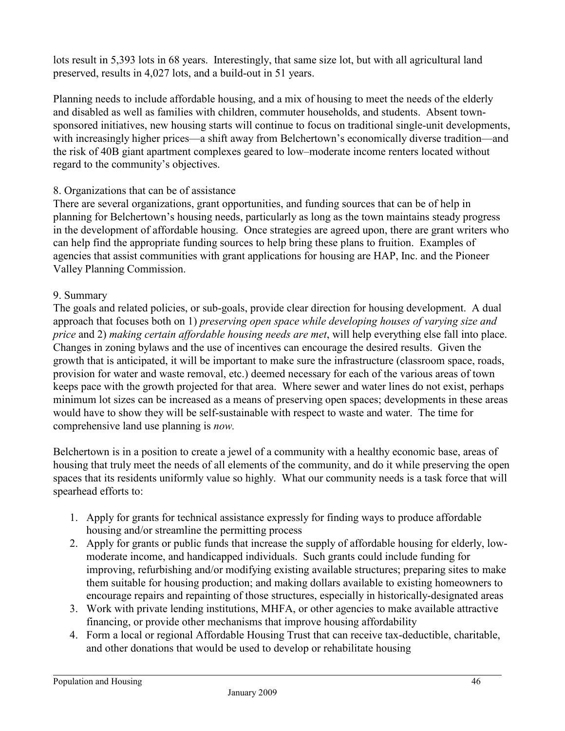lots result in 5,393 lots in 68 years. Interestingly, that same size lot, but with all agricultural land preserved, results in 4,027 lots, and a build-out in 51 years.

Planning needs to include affordable housing, and a mix of housing to meet the needs of the elderly and disabled as well as families with children, commuter households, and students. Absent town-sponsored initiatives, new housing starts will continue to focus on traditional single-unit developments, with increasingly higher prices—a shift away from Belchertown's economically diverse tradition—and the risk of 40B giant apartment complexes geared to low–moderate income renters located without regard to the community's objectives.

8. Organizations that can be of assistance

There are several organizations, grant opportunities, and funding sources that can be of help in planning for Belchertown's housing needs, particularly as long as the town maintains steady progress in the development of affordable housing. Once strategies are agreed upon, there are grant writers who can help find the appropriate funding sources to help bring these plans to fruition. Examples of agencies that assist communities with grant applications for housing are HAP, Inc. and the Pioneer Valley Planning Commission.

9. Summary

The goals and related policies, or sub-goals, provide clear direction for housing development. A dual approach that focuses both on 1) *preserving open space while developing houses of varying size and price* and 2) *making certain affordable housing needs are met*, will help everything else fall into place. Changes in zoning bylaws and the use of incentives can encourage the desired results. Given the growth that is anticipated, it will be important to make sure the infrastructure (classroom space, roads, provision for water and waste removal, etc.) deemed necessary for each of the various areas of town keeps pace with the growth projected for that area. Where sewer and water lines do not exist, perhaps minimum lot sizes can be increased as a means of preserving open spaces; developments in these areas would have to show they will be self-sustainable with respect to waste and water. The time for comprehensive land use planning is *now.*

Belchertown is in a position to create a jewel of a community with a healthy economic base, areas of housing that truly meet the needs of all elements of the community, and do it while preserving the open spaces that its residents uniformly value so highly. What our community needs is a task force that will spearhead efforts to:

1. Apply for grants for technical assistance expressly for finding ways to produce affordable housing and/or streamline the permitting process
2. Apply for grants or public funds that increase the supply of affordable housing for elderly, low-moderate income, and handicapped individuals. Such grants could include funding for improving, refurbishing and/or modifying existing available structures; preparing sites to make them suitable for housing production; and making dollars available to existing homeowners to encourage repairs and repainting of those structures, especially in historically-designated areas
3. Work with private lending institutions, MHFA, or other agencies to make available attractive financing, or provide other mechanisms that improve housing affordability
4. Form a local or regional Affordable Housing Trust that can receive tax-deductible, charitable, and other donations that would be used to develop or rehabilitate housing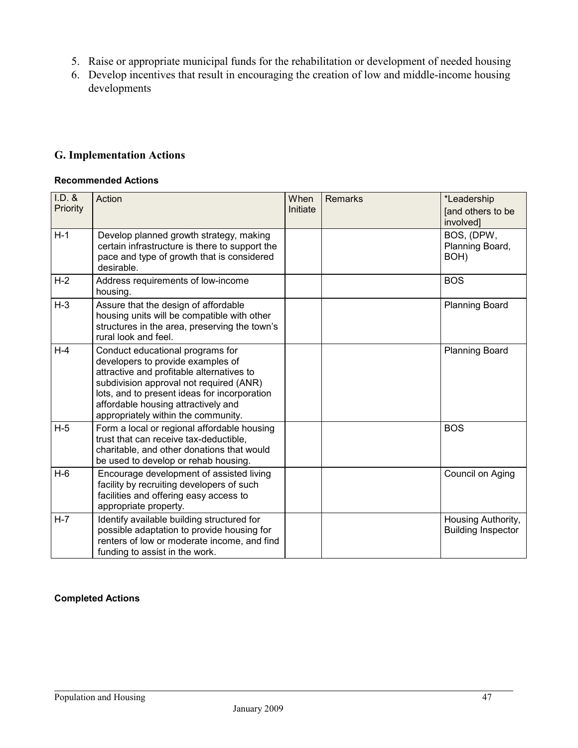5. Raise or appropriate municipal funds for the rehabilitation or development of needed housing
6. Develop incentives that result in encouraging the creation of low and middle-income housing developments

## G. Implementation Actions

**Recommended Actions**

| I.D. & Priority | Action | When Initiate | Remarks | *Leadership [and others to be involved] |
|---|---|---|---|---|
| H-1 | Develop planned growth strategy, making certain infrastructure is there to support the pace and type of growth that is considered desirable. | | | BOS, (DPW, Planning Board, BOH) |
| H-2 | Address requirements of low-income housing. | | | BOS |
| H-3 | Assure that the design of affordable housing units will be compatible with other structures in the area, preserving the town's rural look and feel. | | | Planning Board |
| H-4 | Conduct educational programs for developers to provide examples of attractive and profitable alternatives to subdivision approval not required (ANR) lots, and to present ideas for incorporation affordable housing attractively and appropriately within the community. | | | Planning Board |
| H-5 | Form a local or regional affordable housing trust that can receive tax-deductible, charitable, and other donations that would be used to develop or rehab housing. | | | BOS |
| H-6 | Encourage development of assisted living facility by recruiting developers of such facilities and offering easy access to appropriate property. | | | Council on Aging |
| H-7 | Identify available building structured for possible adaptation to provide housing for renters of low or moderate income, and find funding to assist in the work. | | | Housing Authority, Building Inspector |

**Completed Actions**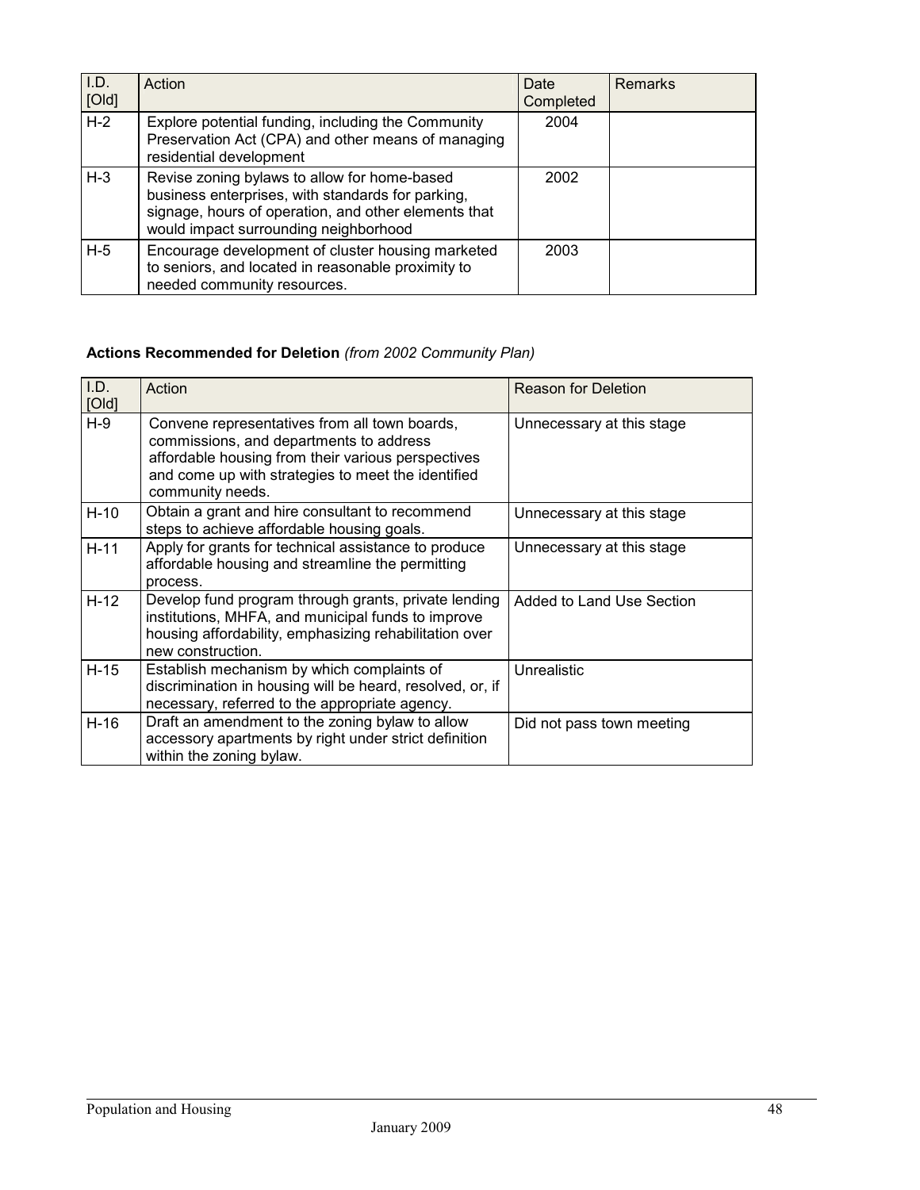| I.D. [Old] | Action | Date Completed | Remarks |
|---|---|---|---|
| H-2 | Explore potential funding, including the Community Preservation Act (CPA) and other means of managing residential development | 2004 | |
| H-3 | Revise zoning bylaws to allow for home-based business enterprises, with standards for parking, signage, hours of operation, and other elements that would impact surrounding neighborhood | 2002 | |
| H-5 | Encourage development of cluster housing marketed to seniors, and located in reasonable proximity to needed community resources. | 2003 | |

**Actions Recommended for Deletion** *(from 2002 Community Plan)*

| I.D. [Old] | Action | Reason for Deletion |
|---|---|---|
| H-9 | Convene representatives from all town boards, commissions, and departments to address affordable housing from their various perspectives and come up with strategies to meet the identified community needs. | Unnecessary at this stage |
| H-10 | Obtain a grant and hire consultant to recommend steps to achieve affordable housing goals. | Unnecessary at this stage |
| H-11 | Apply for grants for technical assistance to produce affordable housing and streamline the permitting process. | Unnecessary at this stage |
| H-12 | Develop fund program through grants, private lending institutions, MHFA, and municipal funds to improve housing affordability, emphasizing rehabilitation over new construction. | Added to Land Use Section |
| H-15 | Establish mechanism by which complaints of discrimination in housing will be heard, resolved, or, if necessary, referred to the appropriate agency. | Unrealistic |
| H-16 | Draft an amendment to the zoning bylaw to allow accessory apartments by right under strict definition within the zoning bylaw. | Did not pass town meeting |